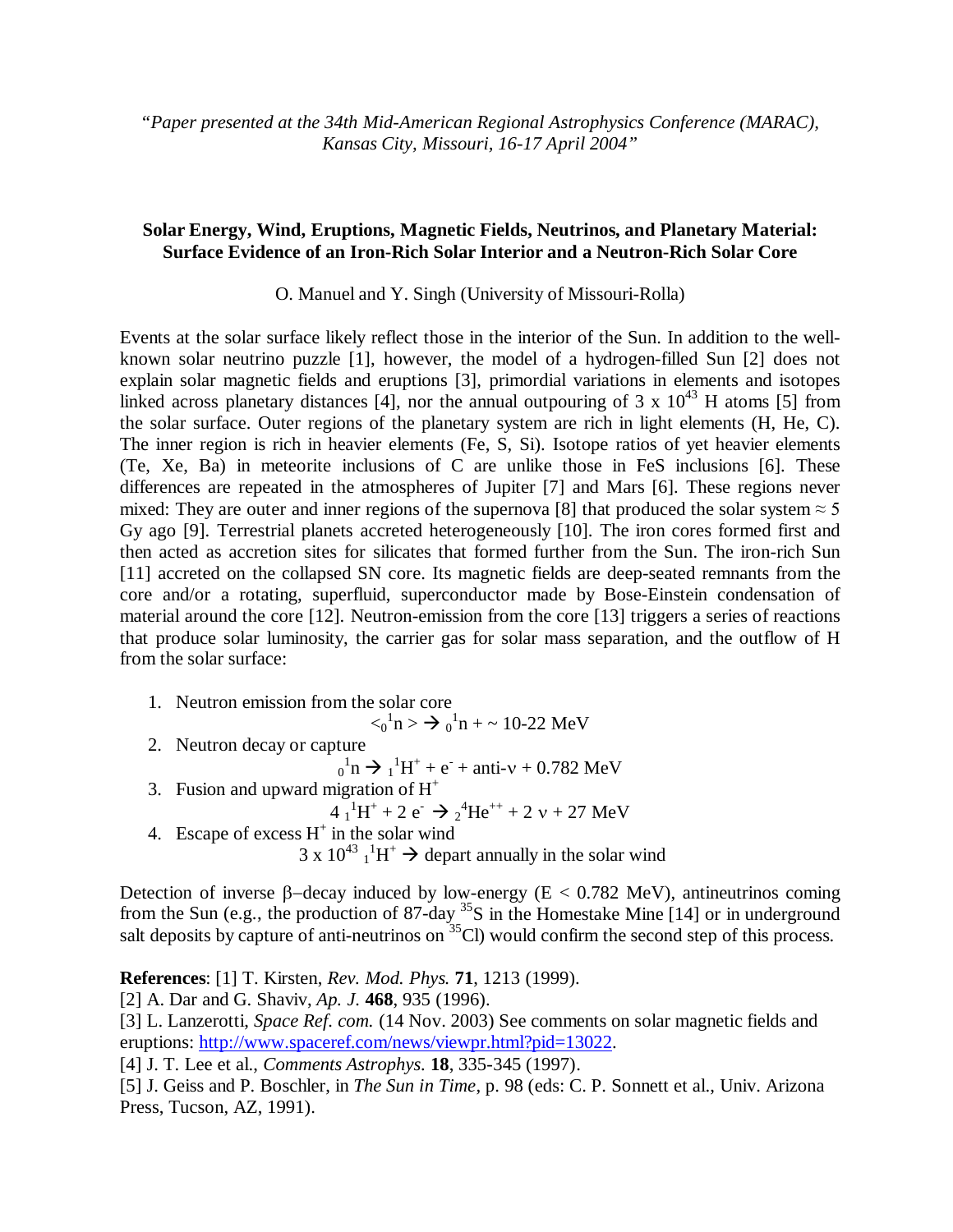*"Paper presented at the 34th Mid-American Regional Astrophysics Conference (MARAC), Kansas City, Missouri, 16-17 April 2004"*

**Solar Energy, Wind, Eruptions, Magnetic Fields, Neutrinos, and Planetary Material: Surface Evidence of an Iron-Rich Solar Interior and a Neutron-Rich Solar Core**

O. Manuel and Y. Singh (University of Missouri-Rolla)

Events at the solar surface likely reflect those in the interior of the Sun. In addition to the well-known solar neutrino puzzle [1], however, the model of a hydrogen-filled Sun [2] does not explain solar magnetic fields and eruptions [3], primordial variations in elements and isotopes linked across planetary distances [4], nor the annual outpouring of $3 \times 10^{43}$ H atoms [5] from the solar surface. Outer regions of the planetary system are rich in light elements (H, He, C). The inner region is rich in heavier elements (Fe, S, Si). Isotope ratios of yet heavier elements (Te, Xe, Ba) in meteorite inclusions of C are unlike those in FeS inclusions [6]. These differences are repeated in the atmospheres of Jupiter [7] and Mars [6]. These regions never mixed: They are outer and inner regions of the supernova [8] that produced the solar system ≈ 5 Gy ago [9]. Terrestrial planets accreted heterogeneously [10]. The iron cores formed first and then acted as accretion sites for silicates that formed further from the Sun. The iron-rich Sun [11] accreted on the collapsed SN core. Its magnetic fields are deep-seated remnants from the core and/or a rotating, superfluid, superconductor made by Bose-Einstein condensation of material around the core [12]. Neutron-emission from the core [13] triggers a series of reactions that produce solar luminosity, the carrier gas for solar mass separation, and the outflow of H from the solar surface:

1. Neutron emission from the solar core
$$< {}_0^1n > \rightarrow {}_0^1n + \sim 10\text{-}22 \text{ MeV}$$
2. Neutron decay or capture
$${}_0^1n \rightarrow {}_1^1H^+ + e^- + \text{anti-}\nu + 0.782 \text{ MeV}$$
3. Fusion and upward migration of $H^+$
$$4\ {}_1^1H^+ + 2\ e^- \rightarrow {}_2^4He^{++} + 2\ \nu + 27 \text{ MeV}$$
4. Escape of excess $H^+$ in the solar wind
$$3 \times 10^{43}\ {}_1^1H^+ \rightarrow \text{depart annually in the solar wind}$$

Detection of inverse β–decay induced by low-energy ($E < 0.782$ MeV), antineutrinos coming from the Sun (e.g., the production of 87-day $^{35}S$ in the Homestake Mine [14] or in underground salt deposits by capture of anti-neutrinos on $^{35}Cl$) would confirm the second step of this process.

**References**: [1] T. Kirsten, *Rev. Mod. Phys.* **71**, 1213 (1999).
[2] A. Dar and G. Shaviv, *Ap. J.* **468**, 935 (1996).
[3] L. Lanzerotti, *Space Ref. com.* (14 Nov. 2003) See comments on solar magnetic fields and eruptions: http://www.spaceref.com/news/viewpr.html?pid=13022.
[4] J. T. Lee et al., *Comments Astrophys.* **18**, 335-345 (1997).
[5] J. Geiss and P. Boschler, in *The Sun in Time*, p. 98 (eds: C. P. Sonnett et al., Univ. Arizona Press, Tucson, AZ, 1991).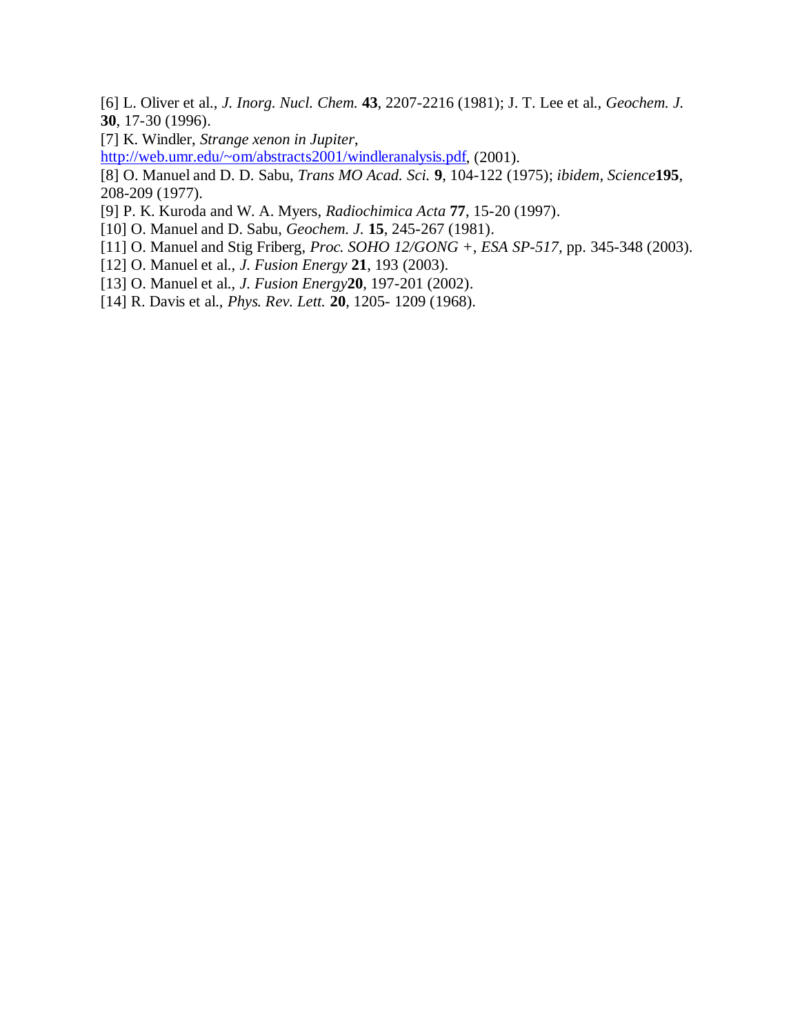[6] L. Oliver et al., *J. Inorg. Nucl. Chem.* **43**, 2207-2216 (1981); J. T. Lee et al., *Geochem. J.* **30**, 17-30 (1996).

[7] K. Windler, *Strange xenon in Jupiter*, http://web.umr.edu/~om/abstracts2001/windleranalysis.pdf, (2001).

[8] O. Manuel and D. D. Sabu, *Trans MO Acad. Sci.* **9**, 104-122 (1975); *ibidem*, *Science* **195**, 208-209 (1977).

[9] P. K. Kuroda and W. A. Myers, *Radiochimica Acta* **77**, 15-20 (1997).

[10] O. Manuel and D. Sabu, *Geochem. J.* **15**, 245-267 (1981).

[11] O. Manuel and Stig Friberg, *Proc. SOHO 12/GONG +*, *ESA SP-517*, pp. 345-348 (2003).

[12] O. Manuel et al., *J. Fusion Energy* **21**, 193 (2003).

[13] O. Manuel et al., *J. Fusion Energy* **20**, 197-201 (2002).

[14] R. Davis et al., *Phys. Rev. Lett.* **20**, 1205- 1209 (1968).